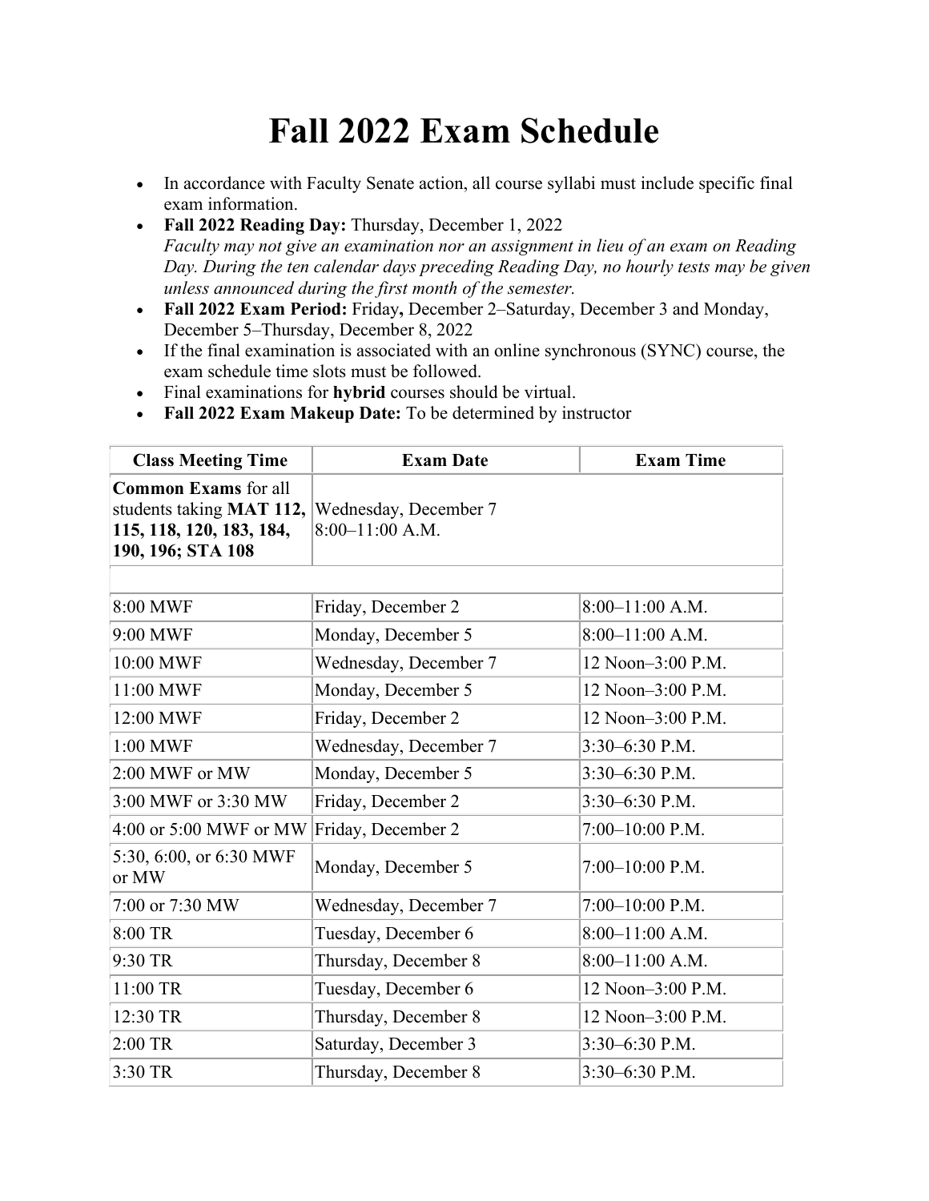# Fall 2022 Exam Schedule

- In accordance with Faculty Senate action, all course syllabi must include specific final exam information.
- **Fall 2022 Reading Day:** Thursday, December 1, 2022
  *Faculty may not give an examination nor an assignment in lieu of an exam on Reading Day. During the ten calendar days preceding Reading Day, no hourly tests may be given unless announced during the first month of the semester.*
- **Fall 2022 Exam Period:** Friday**,** December 2–Saturday, December 3 and Monday, December 5–Thursday, December 8, 2022
- If the final examination is associated with an online synchronous (SYNC) course, the exam schedule time slots must be followed.
- Final examinations for **hybrid** courses should be virtual.
- **Fall 2022 Exam Makeup Date:** To be determined by instructor

| Class Meeting Time | Exam Date | Exam Time |
|---|---|---|
| **Common Exams** for all students taking **MAT 112, 115, 118, 120, 183, 184, 190, 196; STA 108** | Wednesday, December 7 8:00–11:00 A.M. | |
| | | |
| 8:00 MWF | Friday, December 2 | 8:00–11:00 A.M. |
| 9:00 MWF | Monday, December 5 | 8:00–11:00 A.M. |
| 10:00 MWF | Wednesday, December 7 | 12 Noon–3:00 P.M. |
| 11:00 MWF | Monday, December 5 | 12 Noon–3:00 P.M. |
| 12:00 MWF | Friday, December 2 | 12 Noon–3:00 P.M. |
| 1:00 MWF | Wednesday, December 7 | 3:30–6:30 P.M. |
| 2:00 MWF or MW | Monday, December 5 | 3:30–6:30 P.M. |
| 3:00 MWF or 3:30 MW | Friday, December 2 | 3:30–6:30 P.M. |
| 4:00 or 5:00 MWF or MW | Friday, December 2 | 7:00–10:00 P.M. |
| 5:30, 6:00, or 6:30 MWF or MW | Monday, December 5 | 7:00–10:00 P.M. |
| 7:00 or 7:30 MW | Wednesday, December 7 | 7:00–10:00 P.M. |
| 8:00 TR | Tuesday, December 6 | 8:00–11:00 A.M. |
| 9:30 TR | Thursday, December 8 | 8:00–11:00 A.M. |
| 11:00 TR | Tuesday, December 6 | 12 Noon–3:00 P.M. |
| 12:30 TR | Thursday, December 8 | 12 Noon–3:00 P.M. |
| 2:00 TR | Saturday, December 3 | 3:30–6:30 P.M. |
| 3:30 TR | Thursday, December 8 | 3:30–6:30 P.M. |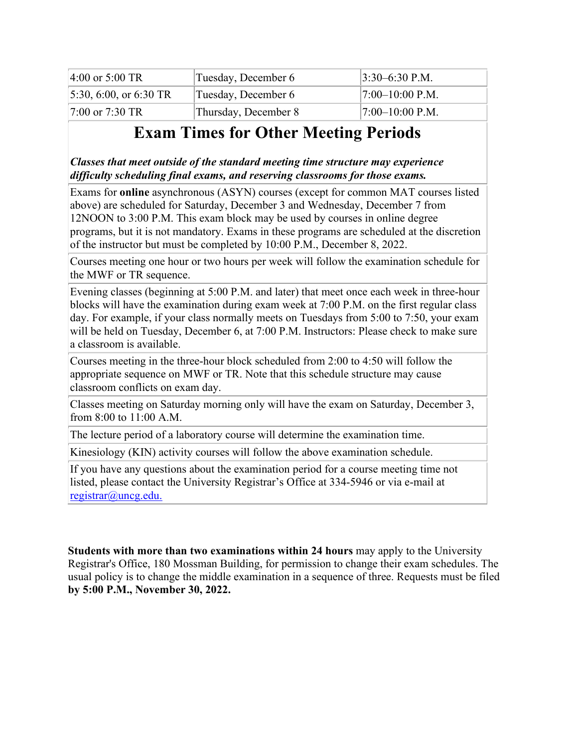| | | |
|---|---|---|
| 4:00 or 5:00 TR | Tuesday, December 6 | 3:30–6:30 P.M. |
| 5:30, 6:00, or 6:30 TR | Tuesday, December 6 | 7:00–10:00 P.M. |
| 7:00 or 7:30 TR | Thursday, December 8 | 7:00–10:00 P.M. |

## Exam Times for Other Meeting Periods

***Classes that meet outside of the standard meeting time structure may experience difficulty scheduling final exams, and reserving classrooms for those exams.***

Exams for **online** asynchronous (ASYN) courses (except for common MAT courses listed above) are scheduled for Saturday, December 3 and Wednesday, December 7 from 12NOON to 3:00 P.M. This exam block may be used by courses in online degree programs, but it is not mandatory. Exams in these programs are scheduled at the discretion of the instructor but must be completed by 10:00 P.M., December 8, 2022.

Courses meeting one hour or two hours per week will follow the examination schedule for the MWF or TR sequence.

Evening classes (beginning at 5:00 P.M. and later) that meet once each week in three-hour blocks will have the examination during exam week at 7:00 P.M. on the first regular class day. For example, if your class normally meets on Tuesdays from 5:00 to 7:50, your exam will be held on Tuesday, December 6, at 7:00 P.M. Instructors: Please check to make sure a classroom is available.

Courses meeting in the three-hour block scheduled from 2:00 to 4:50 will follow the appropriate sequence on MWF or TR. Note that this schedule structure may cause classroom conflicts on exam day.

Classes meeting on Saturday morning only will have the exam on Saturday, December 3, from 8:00 to 11:00 A.M.

The lecture period of a laboratory course will determine the examination time.

Kinesiology (KIN) activity courses will follow the above examination schedule.

If you have any questions about the examination period for a course meeting time not listed, please contact the University Registrar's Office at 334-5946 or via e-mail at registrar@uncg.edu.

**Students with more than two examinations within 24 hours** may apply to the University Registrar's Office, 180 Mossman Building, for permission to change their exam schedules. The usual policy is to change the middle examination in a sequence of three. Requests must be filed **by 5:00 P.M., November 30, 2022.**